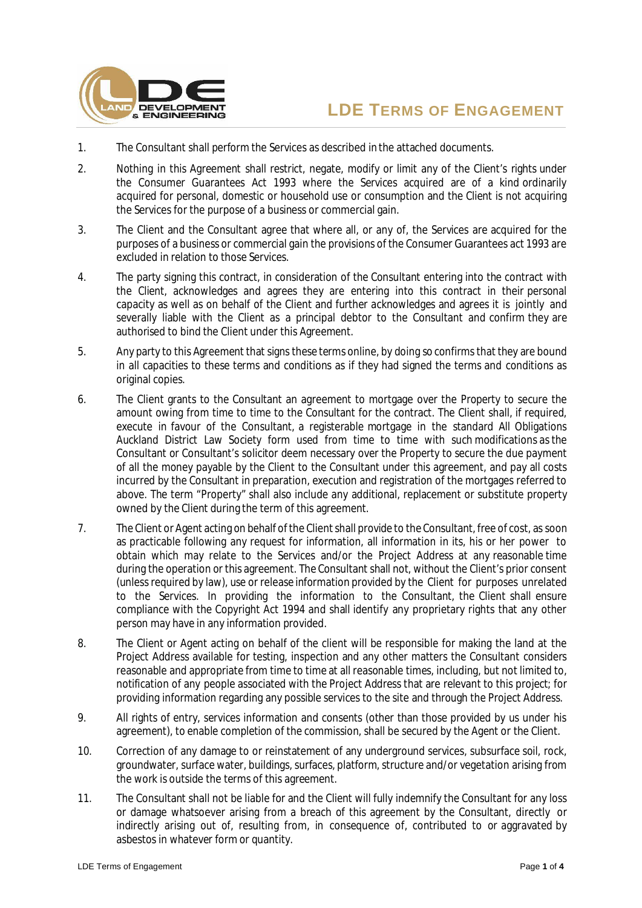# LDE Terms of Engagement

1. The Consultant shall perform the Services as described in the attached documents.

2. Nothing in this Agreement shall restrict, negate, modify or limit any of the Client's rights under the Consumer Guarantees Act 1993 where the Services acquired are of a kind ordinarily acquired for personal, domestic or household use or consumption and the Client is not acquiring the Services for the purpose of a business or commercial gain.

3. The Client and the Consultant agree that where all, or any of, the Services are acquired for the purposes of a business or commercial gain the provisions of the Consumer Guarantees act 1993 are excluded in relation to those Services.

4. The party signing this contract, in consideration of the Consultant entering into the contract with the Client, acknowledges and agrees they are entering into this contract in their personal capacity as well as on behalf of the Client and further acknowledges and agrees it is jointly and severally liable with the Client as a principal debtor to the Consultant and confirm they are authorised to bind the Client under this Agreement.

5. Any party to this Agreement that signs these terms online, by doing so confirms that they are bound in all capacities to these terms and conditions as if they had signed the terms and conditions as original copies.

6. The Client grants to the Consultant an agreement to mortgage over the Property to secure the amount owing from time to time to the Consultant for the contract. The Client shall, if required, execute in favour of the Consultant, a registerable mortgage in the standard All Obligations Auckland District Law Society form used from time to time with such modifications as the Consultant or Consultant's solicitor deem necessary over the Property to secure the due payment of all the money payable by the Client to the Consultant under this agreement, and pay all costs incurred by the Consultant in preparation, execution and registration of the mortgages referred to above. The term "Property" shall also include any additional, replacement or substitute property owned by the Client during the term of this agreement.

7. The Client or Agent acting on behalf of the Client shall provide to the Consultant, free of cost, as soon as practicable following any request for information, all information in its, his or her power to obtain which may relate to the Services and/or the Project Address at any reasonable time during the operation or this agreement. The Consultant shall not, without the Client's prior consent (unless required by law), use or release information provided by the Client for purposes unrelated to the Services. In providing the information to the Consultant, the Client shall ensure compliance with the Copyright Act 1994 and shall identify any proprietary rights that any other person may have in any information provided.

8. The Client or Agent acting on behalf of the client will be responsible for making the land at the Project Address available for testing, inspection and any other matters the Consultant considers reasonable and appropriate from time to time at all reasonable times, including, but not limited to, notification of any people associated with the Project Address that are relevant to this project; for providing information regarding any possible services to the site and through the Project Address.

9. All rights of entry, services information and consents (other than those provided by us under his agreement), to enable completion of the commission, shall be secured by the Agent or the Client.

10. Correction of any damage to or reinstatement of any underground services, subsurface soil, rock, groundwater, surface water, buildings, surfaces, platform, structure and/or vegetation arising from the work is outside the terms of this agreement.

11. The Consultant shall not be liable for and the Client will fully indemnify the Consultant for any loss or damage whatsoever arising from a breach of this agreement by the Consultant, directly or indirectly arising out of, resulting from, in consequence of, contributed to or aggravated by asbestos in whatever form or quantity.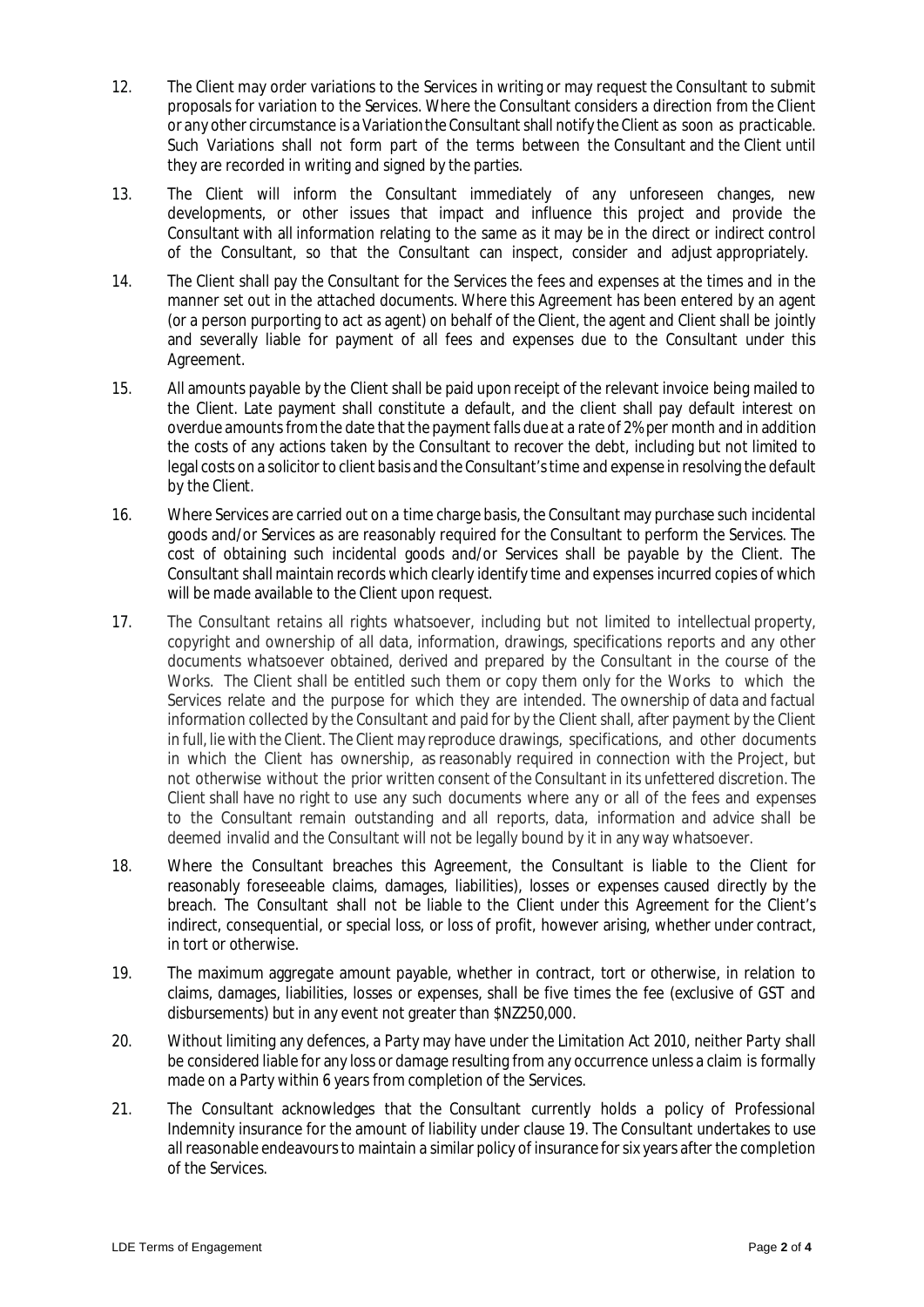12. The Client may order variations to the Services in writing or may request the Consultant to submit proposals for variation to the Services. Where the Consultant considers a direction from the Client or any other circumstance is a Variation the Consultant shall notify the Client as soon as practicable. Such Variations shall not form part of the terms between the Consultant and the Client until they are recorded in writing and signed by the parties.

13. The Client will inform the Consultant immediately of any unforeseen changes, new developments, or other issues that impact and influence this project and provide the Consultant with all information relating to the same as it may be in the direct or indirect control of the Consultant, so that the Consultant can inspect, consider and adjust appropriately.

14. The Client shall pay the Consultant for the Services the fees and expenses at the times and in the manner set out in the attached documents. Where this Agreement has been entered by an agent (or a person purporting to act as agent) on behalf of the Client, the agent and Client shall be jointly and severally liable for payment of all fees and expenses due to the Consultant under this Agreement.

15. All amounts payable by the Client shall be paid upon receipt of the relevant invoice being mailed to the Client. Late payment shall constitute a default, and the client shall pay default interest on overdue amounts from the date that the payment falls due at a rate of 2% per month and in addition the costs of any actions taken by the Consultant to recover the debt, including but not limited to legal costs on a solicitor to client basis and the Consultant's time and expense in resolving the default by the Client.

16. Where Services are carried out on a time charge basis, the Consultant may purchase such incidental goods and/or Services as are reasonably required for the Consultant to perform the Services. The cost of obtaining such incidental goods and/or Services shall be payable by the Client. The Consultant shall maintain records which clearly identify time and expenses incurred copies of which will be made available to the Client upon request.

17. The Consultant retains all rights whatsoever, including but not limited to intellectual property, copyright and ownership of all data, information, drawings, specifications reports and any other documents whatsoever obtained, derived and prepared by the Consultant in the course of the Works. The Client shall be entitled such them or copy them only for the Works to which the Services relate and the purpose for which they are intended. The ownership of data and factual information collected by the Consultant and paid for by the Client shall, after payment by the Client in full, lie with the Client. The Client may reproduce drawings, specifications, and other documents in which the Client has ownership, as reasonably required in connection with the Project, but not otherwise without the prior written consent of the Consultant in its unfettered discretion. The Client shall have no right to use any such documents where any or all of the fees and expenses to the Consultant remain outstanding and all reports, data, information and advice shall be deemed invalid and the Consultant will not be legally bound by it in any way whatsoever.

18. Where the Consultant breaches this Agreement, the Consultant is liable to the Client for reasonably foreseeable claims, damages, liabilities), losses or expenses caused directly by the breach. The Consultant shall not be liable to the Client under this Agreement for the Client's indirect, consequential, or special loss, or loss of profit, however arising, whether under contract, in tort or otherwise.

19. The maximum aggregate amount payable, whether in contract, tort or otherwise, in relation to claims, damages, liabilities, losses or expenses, shall be five times the fee (exclusive of GST and disbursements) but in any event not greater than $NZ250,000.

20. Without limiting any defences, a Party may have under the Limitation Act 2010, neither Party shall be considered liable for any loss or damage resulting from any occurrence unless a claim is formally made on a Party within 6 years from completion of the Services.

21. The Consultant acknowledges that the Consultant currently holds a policy of Professional Indemnity insurance for the amount of liability under clause 19. The Consultant undertakes to use all reasonable endeavours to maintain a similar policy of insurance for six years after the completion of the Services.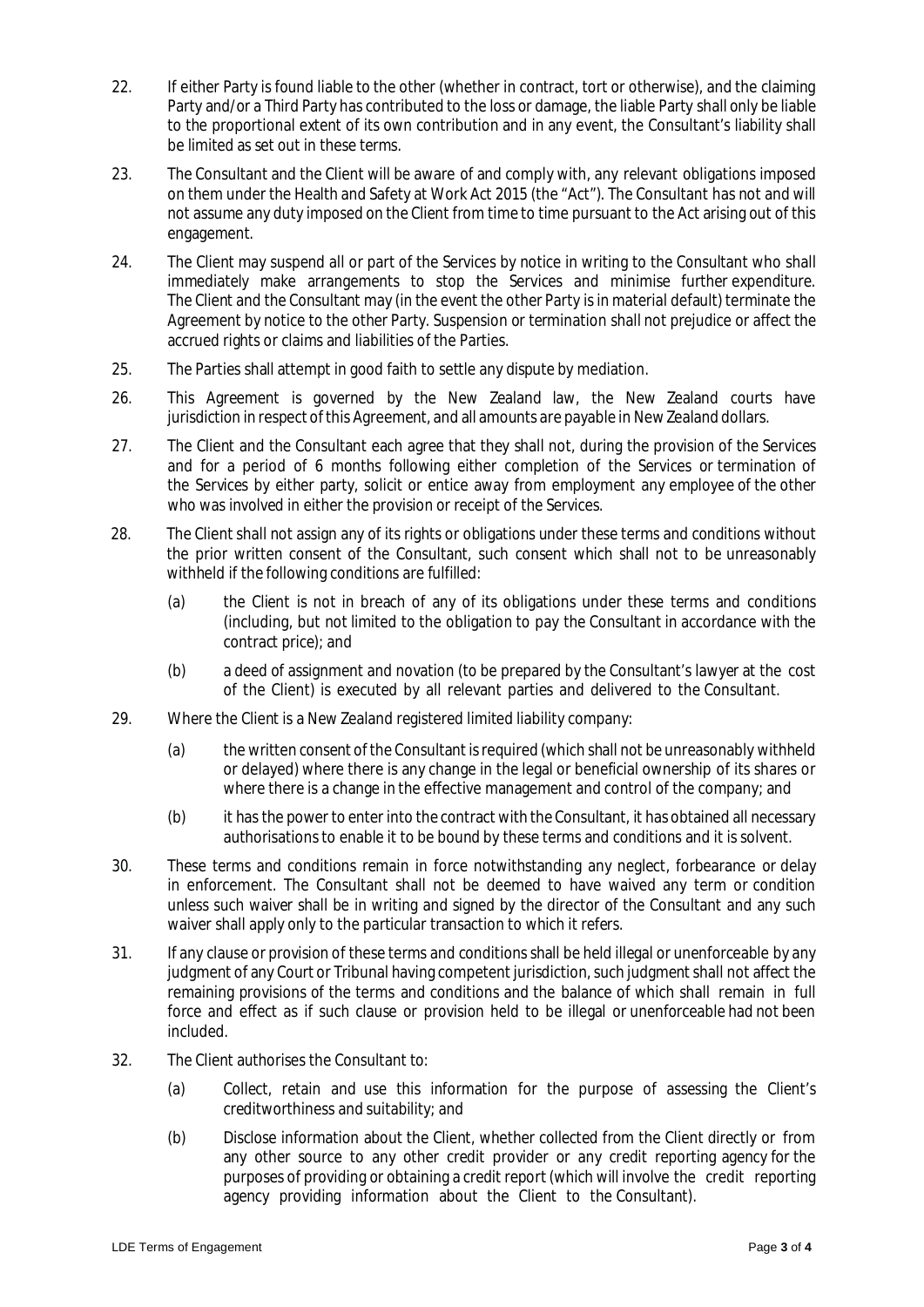22. If either Party is found liable to the other (whether in contract, tort or otherwise), and the claiming Party and/or a Third Party has contributed to the loss or damage, the liable Party shall only be liable to the proportional extent of its own contribution and in any event, the Consultant's liability shall be limited as set out in these terms.

23. The Consultant and the Client will be aware of and comply with, any relevant obligations imposed on them under the Health and Safety at Work Act 2015 (the "Act"). The Consultant has not and will not assume any duty imposed on the Client from time to time pursuant to the Act arising out of this engagement.

24. The Client may suspend all or part of the Services by notice in writing to the Consultant who shall immediately make arrangements to stop the Services and minimise further expenditure. The Client and the Consultant may (in the event the other Party is in material default) terminate the Agreement by notice to the other Party. Suspension or termination shall not prejudice or affect the accrued rights or claims and liabilities of the Parties.

25. The Parties shall attempt in good faith to settle any dispute by mediation.

26. This Agreement is governed by the New Zealand law, the New Zealand courts have jurisdiction in respect of this Agreement, and all amounts are payable in New Zealand dollars.

27. The Client and the Consultant each agree that they shall not, during the provision of the Services and for a period of 6 months following either completion of the Services or termination of the Services by either party, solicit or entice away from employment any employee of the other who was involved in either the provision or receipt of the Services.

28. The Client shall not assign any of its rights or obligations under these terms and conditions without the prior written consent of the Consultant, such consent which shall not to be unreasonably withheld if the following conditions are fulfilled:

    (a) the Client is not in breach of any of its obligations under these terms and conditions (including, but not limited to the obligation to pay the Consultant in accordance with the contract price); and

    (b) a deed of assignment and novation (to be prepared by the Consultant's lawyer at the cost of the Client) is executed by all relevant parties and delivered to the Consultant.

29. Where the Client is a New Zealand registered limited liability company:

    (a) the written consent of the Consultant is required (which shall not be unreasonably withheld or delayed) where there is any change in the legal or beneficial ownership of its shares or where there is a change in the effective management and control of the company; and

    (b) it has the power to enter into the contract with the Consultant, it has obtained all necessary authorisations to enable it to be bound by these terms and conditions and it is solvent.

30. These terms and conditions remain in force notwithstanding any neglect, forbearance or delay in enforcement. The Consultant shall not be deemed to have waived any term or condition unless such waiver shall be in writing and signed by the director of the Consultant and any such waiver shall apply only to the particular transaction to which it refers.

31. If any clause or provision of these terms and conditions shall be held illegal or unenforceable by any judgment of any Court or Tribunal having competent jurisdiction, such judgment shall not affect the remaining provisions of the terms and conditions and the balance of which shall remain in full force and effect as if such clause or provision held to be illegal or unenforceable had not been included.

32. The Client authorises the Consultant to:

    (a) Collect, retain and use this information for the purpose of assessing the Client's creditworthiness and suitability; and

    (b) Disclose information about the Client, whether collected from the Client directly or from any other source to any other credit provider or any credit reporting agency for the purposes of providing or obtaining a credit report (which will involve the credit reporting agency providing information about the Client to the Consultant).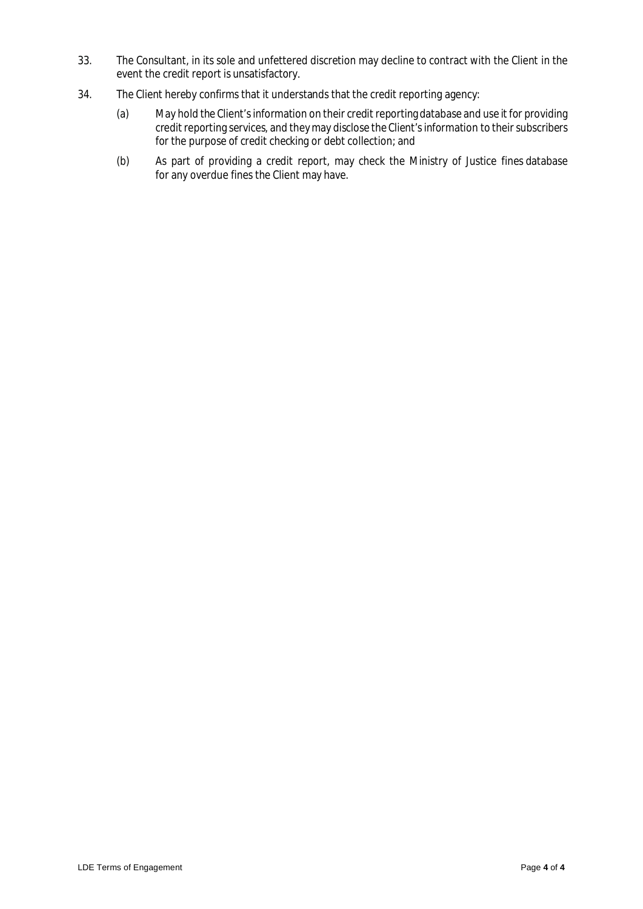33. The Consultant, in its sole and unfettered discretion may decline to contract with the Client in the event the credit report is unsatisfactory.

34. The Client hereby confirms that it understands that the credit reporting agency:

    (a) May hold the Client's information on their credit reporting database and use it for providing credit reporting services, and they may disclose the Client's information to their subscribers for the purpose of credit checking or debt collection; and

    (b) As part of providing a credit report, may check the Ministry of Justice fines database for any overdue fines the Client may have.